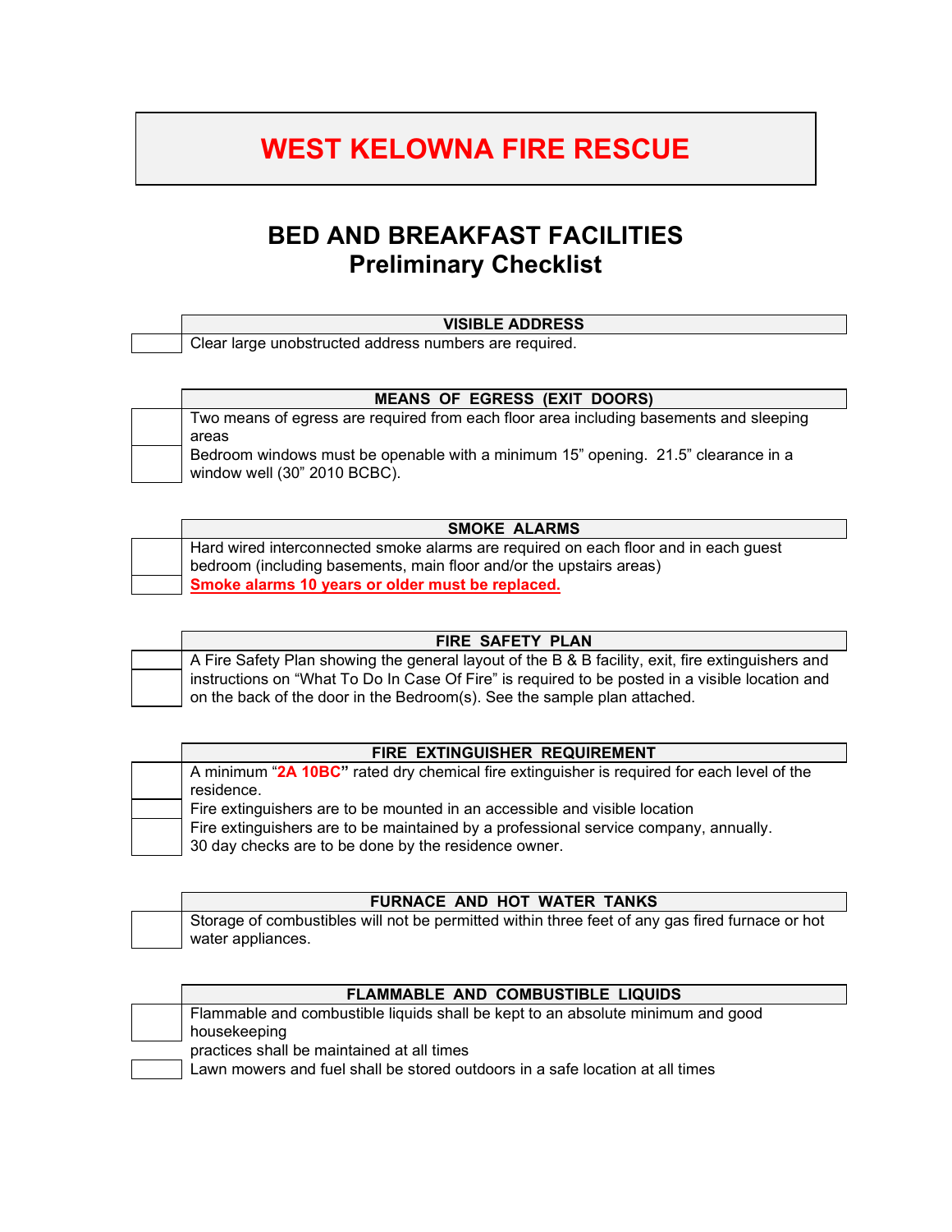# WEST KELOWNA FIRE RESCUE

## BED AND BREAKFAST FACILITIES
## Preliminary Checklist

| | VISIBLE ADDRESS |
|---|---|
| ☐ | Clear large unobstructed address numbers are required. |

| | MEANS OF EGRESS (EXIT DOORS) |
|---|---|
| ☐ | Two means of egress are required from each floor area including basements and sleeping areas |
| ☐ | Bedroom windows must be openable with a minimum 15" opening. 21.5" clearance in a window well (30" 2010 BCBC). |

| | SMOKE ALARMS |
|---|---|
| ☐ | Hard wired interconnected smoke alarms are required on each floor and in each guest bedroom (including basements, main floor and/or the upstairs areas) |
| ☐ | **Smoke alarms 10 years or older must be replaced.** |

| | FIRE SAFETY PLAN |
|---|---|
| ☐ | A Fire Safety Plan showing the general layout of the B & B facility, exit, fire extinguishers and |
| ☐ | instructions on "What To Do In Case Of Fire" is required to be posted in a visible location and on the back of the door in the Bedroom(s). See the sample plan attached. |

| | FIRE EXTINGUISHER REQUIREMENT |
|---|---|
| ☐ | A minimum "**2A 10BC**" rated dry chemical fire extinguisher is required for each level of the residence. |
| ☐ | Fire extinguishers are to be mounted in an accessible and visible location |
| ☐ | Fire extinguishers are to be maintained by a professional service company, annually. 30 day checks are to be done by the residence owner. |

| | FURNACE AND HOT WATER TANKS |
|---|---|
| ☐ | Storage of combustibles will not be permitted within three feet of any gas fired furnace or hot water appliances. |

| | FLAMMABLE AND COMBUSTIBLE LIQUIDS |
|---|---|
| ☐ | Flammable and combustible liquids shall be kept to an absolute minimum and good housekeeping practices shall be maintained at all times |
| ☐ | Lawn mowers and fuel shall be stored outdoors in a safe location at all times |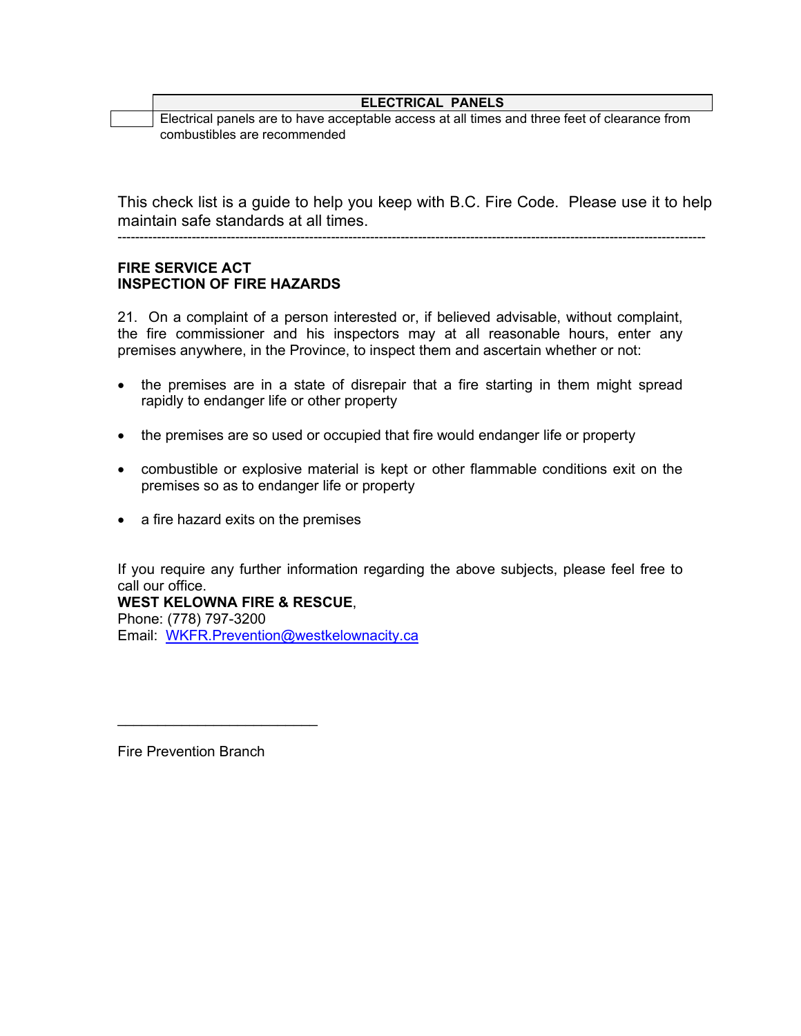| | ELECTRICAL PANELS |
|---|---|
| | Electrical panels are to have acceptable access at all times and three feet of clearance from combustibles are recommended |

This check list is a guide to help you keep with B.C. Fire Code. Please use it to help maintain safe standards at all times.

---

**FIRE SERVICE ACT**
**INSPECTION OF FIRE HAZARDS**

21. On a complaint of a person interested or, if believed advisable, without complaint, the fire commissioner and his inspectors may at all reasonable hours, enter any premises anywhere, in the Province, to inspect them and ascertain whether or not:

- the premises are in a state of disrepair that a fire starting in them might spread rapidly to endanger life or other property
- the premises are so used or occupied that fire would endanger life or property
- combustible or explosive material is kept or other flammable conditions exit on the premises so as to endanger life or property
- a fire hazard exits on the premises

If you require any further information regarding the above subjects, please feel free to call our office.
**WEST KELOWNA FIRE & RESCUE**,
Phone: (778) 797-3200
Email: WKFR.Prevention@westkelownacity.ca

\_\_\_\_\_\_\_\_\_\_\_\_\_\_\_\_\_\_\_\_\_\_\_\_\_\_

Fire Prevention Branch